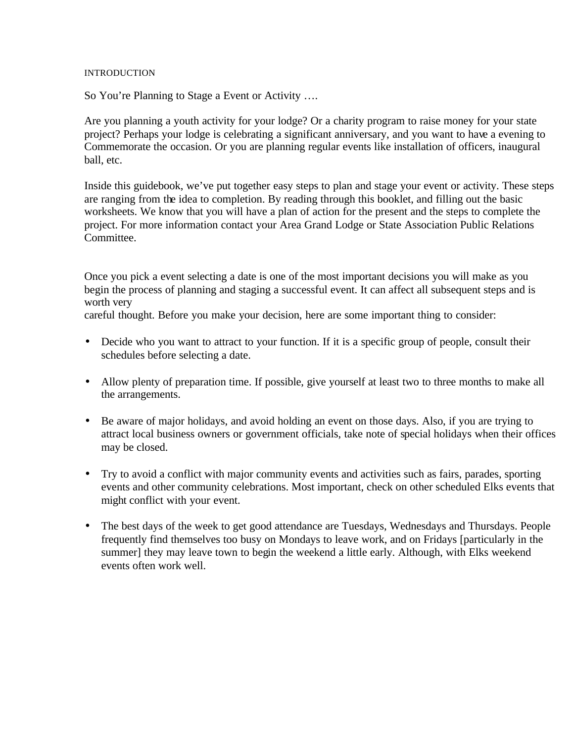INTRODUCTION

So You're Planning to Stage a Event or Activity ….

Are you planning a youth activity for your lodge? Or a charity program to raise money for your state project? Perhaps your lodge is celebrating a significant anniversary, and you want to have a evening to Commemorate the occasion. Or you are planning regular events like installation of officers, inaugural ball, etc.

Inside this guidebook, we've put together easy steps to plan and stage your event or activity. These steps are ranging from the idea to completion. By reading through this booklet, and filling out the basic worksheets. We know that you will have a plan of action for the present and the steps to complete the project. For more information contact your Area Grand Lodge or State Association Public Relations Committee.

Once you pick a event selecting a date is one of the most important decisions you will make as you begin the process of planning and staging a successful event. It can affect all subsequent steps and is worth very careful thought. Before you make your decision, here are some important thing to consider:

- Decide who you want to attract to your function. If it is a specific group of people, consult their schedules before selecting a date.
- Allow plenty of preparation time. If possible, give yourself at least two to three months to make all the arrangements.
- Be aware of major holidays, and avoid holding an event on those days. Also, if you are trying to attract local business owners or government officials, take note of special holidays when their offices may be closed.
- Try to avoid a conflict with major community events and activities such as fairs, parades, sporting events and other community celebrations. Most important, check on other scheduled Elks events that might conflict with your event.
- The best days of the week to get good attendance are Tuesdays, Wednesdays and Thursdays. People frequently find themselves too busy on Mondays to leave work, and on Fridays [particularly in the summer] they may leave town to begin the weekend a little early. Although, with Elks weekend events often work well.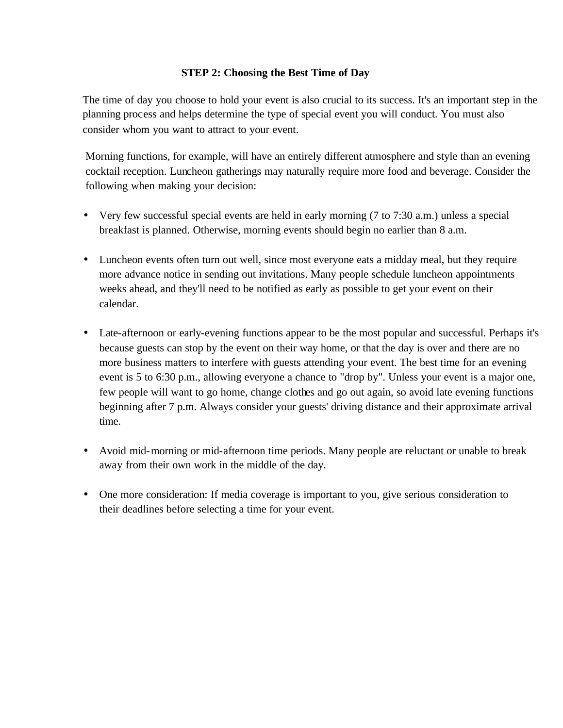## STEP 2: Choosing the Best Time of Day

The time of day you choose to hold your event is also crucial to its success. It's an important step in the planning process and helps determine the type of special event you will conduct. You must also consider whom you want to attract to your event.

Morning functions, for example, will have an entirely different atmosphere and style than an evening cocktail reception. Luncheon gatherings may naturally require more food and beverage. Consider the following when making your decision:

- Very few successful special events are held in early morning (7 to 7:30 a.m.) unless a special breakfast is planned. Otherwise, morning events should begin no earlier than 8 a.m.

- Luncheon events often turn out well, since most everyone eats a midday meal, but they require more advance notice in sending out invitations. Many people schedule luncheon appointments weeks ahead, and they'll need to be notified as early as possible to get your event on their calendar.

- Late-afternoon or early-evening functions appear to be the most popular and successful. Perhaps it's because guests can stop by the event on their way home, or that the day is over and there are no more business matters to interfere with guests attending your event. The best time for an evening event is 5 to 6:30 p.m., allowing everyone a chance to "drop by". Unless your event is a major one, few people will want to go home, change clothes and go out again, so avoid late evening functions beginning after 7 p.m. Always consider your guests' driving distance and their approximate arrival time.

- Avoid mid-morning or mid-afternoon time periods. Many people are reluctant or unable to break away from their own work in the middle of the day.

- One more consideration: If media coverage is important to you, give serious consideration to their deadlines before selecting a time for your event.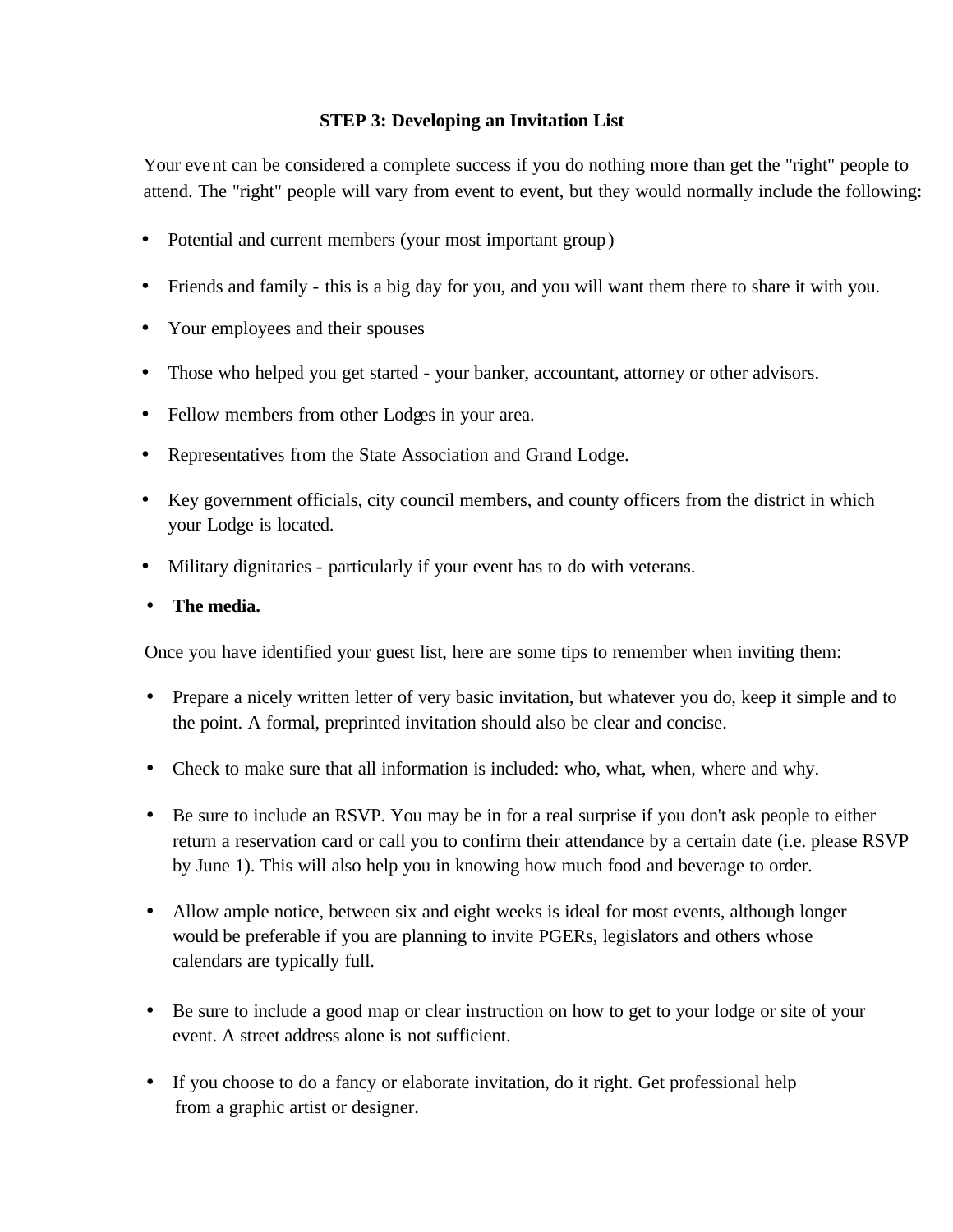### STEP 3: Developing an Invitation List

Your event can be considered a complete success if you do nothing more than get the "right" people to attend. The "right" people will vary from event to event, but they would normally include the following:

- Potential and current members (your most important group)
- Friends and family - this is a big day for you, and you will want them there to share it with you.
- Your employees and their spouses
- Those who helped you get started - your banker, accountant, attorney or other advisors.
- Fellow members from other Lodges in your area.
- Representatives from the State Association and Grand Lodge.
- Key government officials, city council members, and county officers from the district in which your Lodge is located.
- Military dignitaries - particularly if your event has to do with veterans.
- **The media.**

Once you have identified your guest list, here are some tips to remember when inviting them:

- Prepare a nicely written letter of very basic invitation, but whatever you do, keep it simple and to the point. A formal, preprinted invitation should also be clear and concise.
- Check to make sure that all information is included: who, what, when, where and why.
- Be sure to include an RSVP. You may be in for a real surprise if you don't ask people to either return a reservation card or call you to confirm their attendance by a certain date (i.e. please RSVP by June 1). This will also help you in knowing how much food and beverage to order.
- Allow ample notice, between six and eight weeks is ideal for most events, although longer would be preferable if you are planning to invite PGERs, legislators and others whose calendars are typically full.
- Be sure to include a good map or clear instruction on how to get to your lodge or site of your event. A street address alone is not sufficient.
- If you choose to do a fancy or elaborate invitation, do it right. Get professional help from a graphic artist or designer.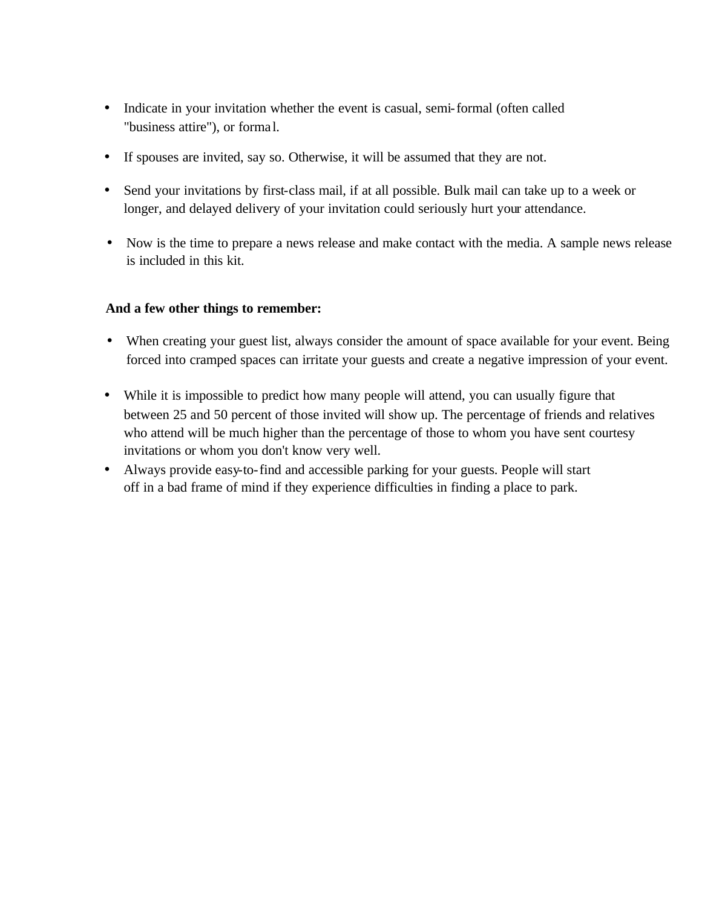- Indicate in your invitation whether the event is casual, semi-formal (often called "business attire"), or formal.
- If spouses are invited, say so. Otherwise, it will be assumed that they are not.
- Send your invitations by first-class mail, if at all possible. Bulk mail can take up to a week or longer, and delayed delivery of your invitation could seriously hurt your attendance.
- Now is the time to prepare a news release and make contact with the media. A sample news release is included in this kit.

**And a few other things to remember:**

- When creating your guest list, always consider the amount of space available for your event. Being forced into cramped spaces can irritate your guests and create a negative impression of your event.
- While it is impossible to predict how many people will attend, you can usually figure that between 25 and 50 percent of those invited will show up. The percentage of friends and relatives who attend will be much higher than the percentage of those to whom you have sent courtesy invitations or whom you don't know very well.
- Always provide easy-to-find and accessible parking for your guests. People will start off in a bad frame of mind if they experience difficulties in finding a place to park.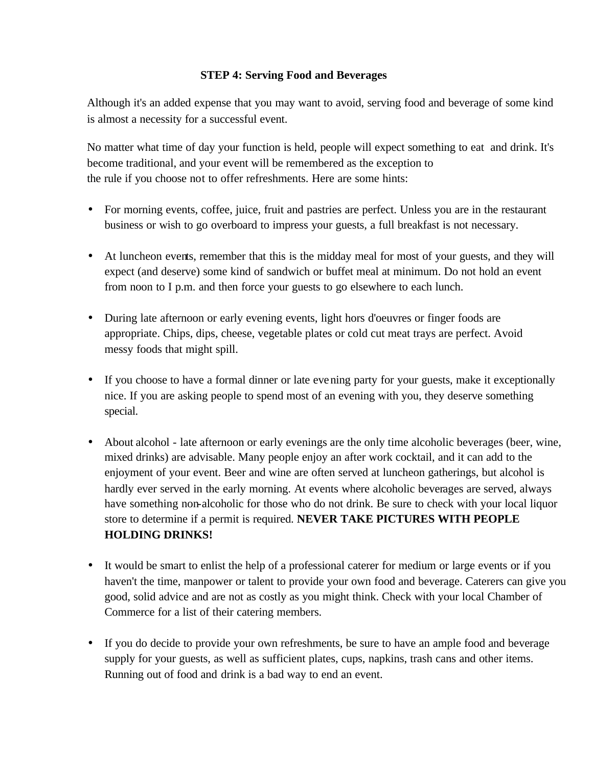### STEP 4: Serving Food and Beverages

Although it's an added expense that you may want to avoid, serving food and beverage of some kind is almost a necessity for a successful event.

No matter what time of day your function is held, people will expect something to eat and drink. It's become traditional, and your event will be remembered as the exception to the rule if you choose not to offer refreshments. Here are some hints:

- For morning events, coffee, juice, fruit and pastries are perfect. Unless you are in the restaurant business or wish to go overboard to impress your guests, a full breakfast is not necessary.

- At luncheon events, remember that this is the midday meal for most of your guests, and they will expect (and deserve) some kind of sandwich or buffet meal at minimum. Do not hold an event from noon to I p.m. and then force your guests to go elsewhere to each lunch.

- During late afternoon or early evening events, light hors d'oeuvres or finger foods are appropriate. Chips, dips, cheese, vegetable plates or cold cut meat trays are perfect. Avoid messy foods that might spill.

- If you choose to have a formal dinner or late evening party for your guests, make it exceptionally nice. If you are asking people to spend most of an evening with you, they deserve something special.

- About alcohol - late afternoon or early evenings are the only time alcoholic beverages (beer, wine, mixed drinks) are advisable. Many people enjoy an after work cocktail, and it can add to the enjoyment of your event. Beer and wine are often served at luncheon gatherings, but alcohol is hardly ever served in the early morning. At events where alcoholic beverages are served, always have something non-alcoholic for those who do not drink. Be sure to check with your local liquor store to determine if a permit is required. **NEVER TAKE PICTURES WITH PEOPLE HOLDING DRINKS!**

- It would be smart to enlist the help of a professional caterer for medium or large events or if you haven't the time, manpower or talent to provide your own food and beverage. Caterers can give you good, solid advice and are not as costly as you might think. Check with your local Chamber of Commerce for a list of their catering members.

- If you do decide to provide your own refreshments, be sure to have an ample food and beverage supply for your guests, as well as sufficient plates, cups, napkins, trash cans and other items. Running out of food and drink is a bad way to end an event.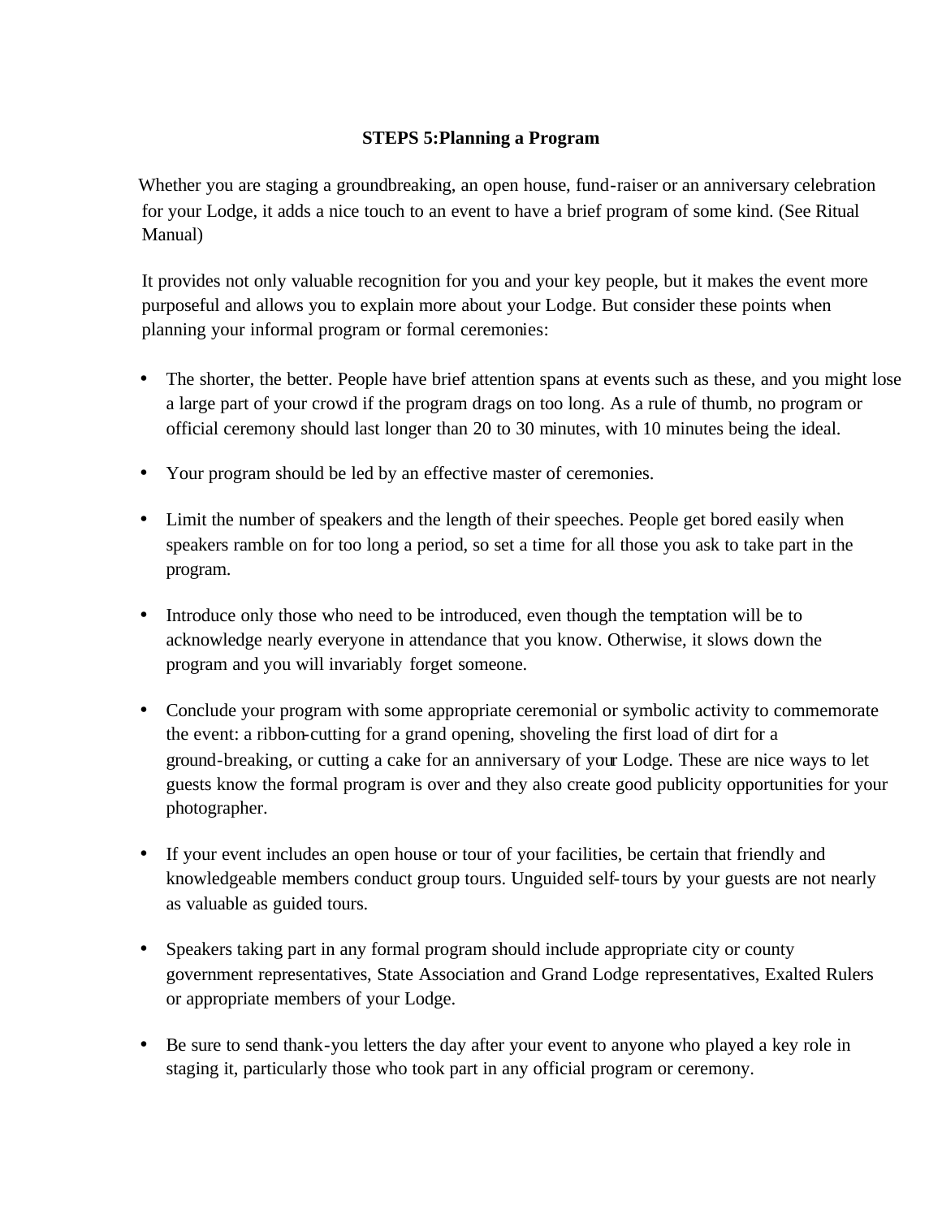## STEPS 5:Planning a Program

Whether you are staging a groundbreaking, an open house, fund-raiser or an anniversary celebration for your Lodge, it adds a nice touch to an event to have a brief program of some kind. (See Ritual Manual)

It provides not only valuable recognition for you and your key people, but it makes the event more purposeful and allows you to explain more about your Lodge. But consider these points when planning your informal program or formal ceremonies:

- The shorter, the better. People have brief attention spans at events such as these, and you might lose a large part of your crowd if the program drags on too long. As a rule of thumb, no program or official ceremony should last longer than 20 to 30 minutes, with 10 minutes being the ideal.
- Your program should be led by an effective master of ceremonies.
- Limit the number of speakers and the length of their speeches. People get bored easily when speakers ramble on for too long a period, so set a time for all those you ask to take part in the program.
- Introduce only those who need to be introduced, even though the temptation will be to acknowledge nearly everyone in attendance that you know. Otherwise, it slows down the program and you will invariably forget someone.
- Conclude your program with some appropriate ceremonial or symbolic activity to commemorate the event: a ribbon-cutting for a grand opening, shoveling the first load of dirt for a ground-breaking, or cutting a cake for an anniversary of your Lodge. These are nice ways to let guests know the formal program is over and they also create good publicity opportunities for your photographer.
- If your event includes an open house or tour of your facilities, be certain that friendly and knowledgeable members conduct group tours. Unguided self-tours by your guests are not nearly as valuable as guided tours.
- Speakers taking part in any formal program should include appropriate city or county government representatives, State Association and Grand Lodge representatives, Exalted Rulers or appropriate members of your Lodge.
- Be sure to send thank-you letters the day after your event to anyone who played a key role in staging it, particularly those who took part in any official program or ceremony.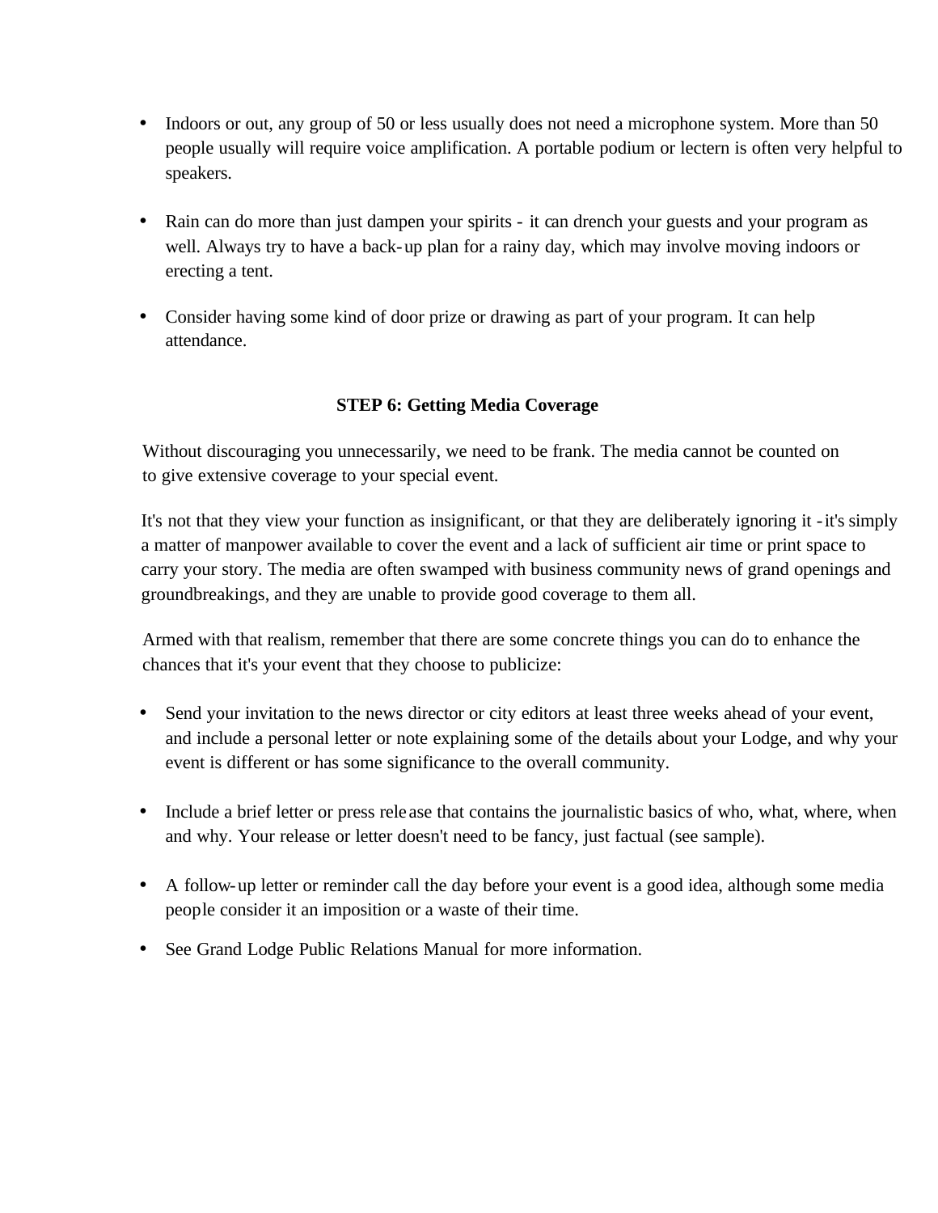- Indoors or out, any group of 50 or less usually does not need a microphone system. More than 50 people usually will require voice amplification. A portable podium or lectern is often very helpful to speakers.

- Rain can do more than just dampen your spirits - it can drench your guests and your program as well. Always try to have a back-up plan for a rainy day, which may involve moving indoors or erecting a tent.

- Consider having some kind of door prize or drawing as part of your program. It can help attendance.

## STEP 6: Getting Media Coverage

Without discouraging you unnecessarily, we need to be frank. The media cannot be counted on to give extensive coverage to your special event.

It's not that they view your function as insignificant, or that they are deliberately ignoring it - it's simply a matter of manpower available to cover the event and a lack of sufficient air time or print space to carry your story. The media are often swamped with business community news of grand openings and groundbreakings, and they are unable to provide good coverage to them all.

Armed with that realism, remember that there are some concrete things you can do to enhance the chances that it's your event that they choose to publicize:

- Send your invitation to the news director or city editors at least three weeks ahead of your event, and include a personal letter or note explaining some of the details about your Lodge, and why your event is different or has some significance to the overall community.

- Include a brief letter or press release that contains the journalistic basics of who, what, where, when and why. Your release or letter doesn't need to be fancy, just factual (see sample).

- A follow-up letter or reminder call the day before your event is a good idea, although some media people consider it an imposition or a waste of their time.

- See Grand Lodge Public Relations Manual for more information.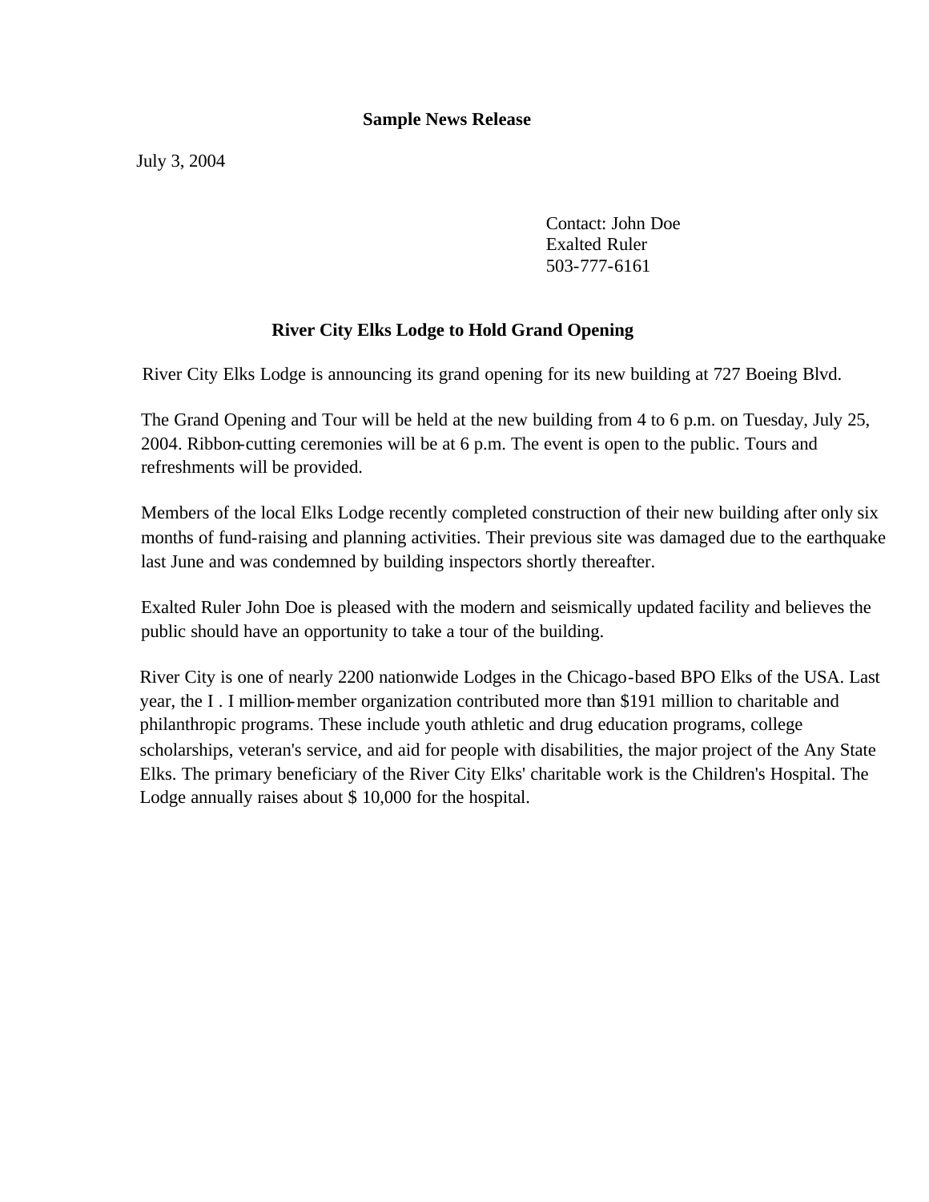**Sample News Release**

July 3, 2004

Contact: John Doe
Exalted Ruler
503-777-6161

**River City Elks Lodge to Hold Grand Opening**

River City Elks Lodge is announcing its grand opening for its new building at 727 Boeing Blvd.

The Grand Opening and Tour will be held at the new building from 4 to 6 p.m. on Tuesday, July 25, 2004. Ribbon-cutting ceremonies will be at 6 p.m. The event is open to the public. Tours and refreshments will be provided.

Members of the local Elks Lodge recently completed construction of their new building after only six months of fund-raising and planning activities. Their previous site was damaged due to the earthquake last June and was condemned by building inspectors shortly thereafter.

Exalted Ruler John Doe is pleased with the modern and seismically updated facility and believes the public should have an opportunity to take a tour of the building.

River City is one of nearly 2200 nationwide Lodges in the Chicago-based BPO Elks of the USA. Last year, the I . I million-member organization contributed more than $191 million to charitable and philanthropic programs. These include youth athletic and drug education programs, college scholarships, veteran's service, and aid for people with disabilities, the major project of the Any State Elks. The primary beneficiary of the River City Elks' charitable work is the Children's Hospital. The Lodge annually raises about $ 10,000 for the hospital.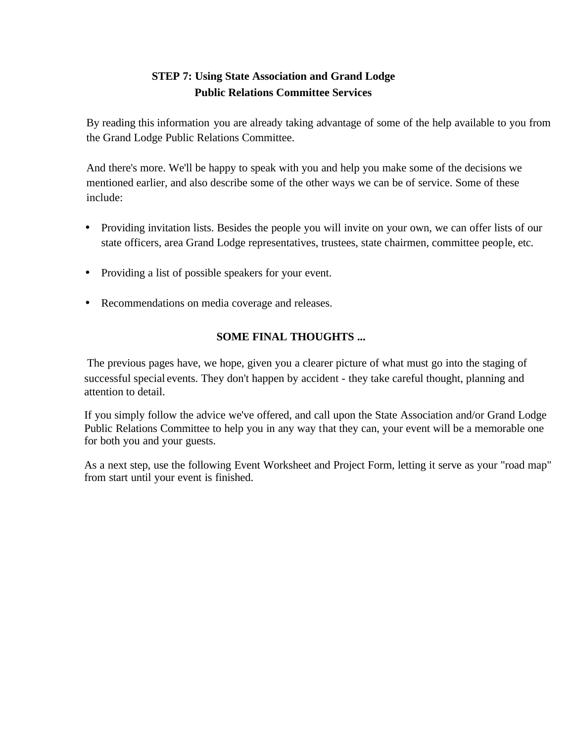## STEP 7: Using State Association and Grand Lodge Public Relations Committee Services

By reading this information you are already taking advantage of some of the help available to you from the Grand Lodge Public Relations Committee.

And there's more. We'll be happy to speak with you and help you make some of the decisions we mentioned earlier, and also describe some of the other ways we can be of service. Some of these include:

- Providing invitation lists. Besides the people you will invite on your own, we can offer lists of our state officers, area Grand Lodge representatives, trustees, state chairmen, committee people, etc.

- Providing a list of possible speakers for your event.

- Recommendations on media coverage and releases.

## SOME FINAL THOUGHTS ...

The previous pages have, we hope, given you a clearer picture of what must go into the staging of successful special events. They don't happen by accident - they take careful thought, planning and attention to detail.

If you simply follow the advice we've offered, and call upon the State Association and/or Grand Lodge Public Relations Committee to help you in any way that they can, your event will be a memorable one for both you and your guests.

As a next step, use the following Event Worksheet and Project Form, letting it serve as your "road map" from start until your event is finished.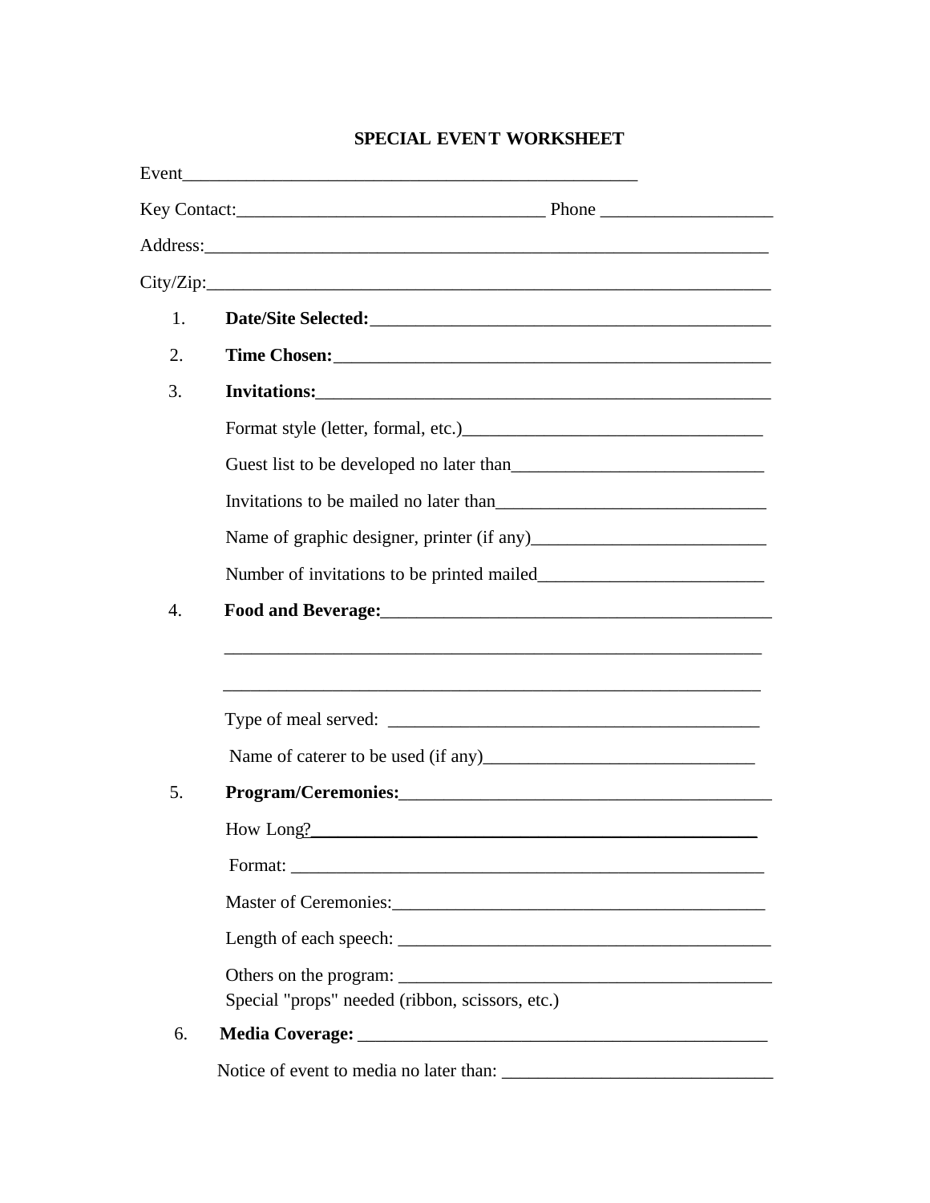# SPECIAL EVENT WORKSHEET

Event___________________________________________________

Key Contact:__________________________________ Phone ___________________

Address:_______________________________________________________________

City/Zip:_______________________________________________________________

1. **Date/Site Selected:**_____________________________________________

2. **Time Chosen:**_________________________________________________

3. **Invitations:**___________________________________________________

   Format style (letter, formal, etc.)_________________________________

   Guest list to be developed no later than___________________________

   Invitations to be mailed no later than______________________________

   Name of graphic designer, printer (if any)__________________________

   Number of invitations to be printed mailed_________________________

4. **Food and Beverage:**____________________________________________

   ____________________________________________________________

   ____________________________________________________________

   Type of meal served: _________________________________________

   Name of caterer to be used (if any)______________________________

5. **Program/Ceremonies:**__________________________________________

   How Long?___________________________________________________

   Format: _____________________________________________________

   Master of Ceremonies:_________________________________________

   Length of each speech: ________________________________________

   Others on the program: ________________________________________

   Special "props" needed (ribbon, scissors, etc.)

6. **Media Coverage:** _______________________________________________

   Notice of event to media no later than: ______________________________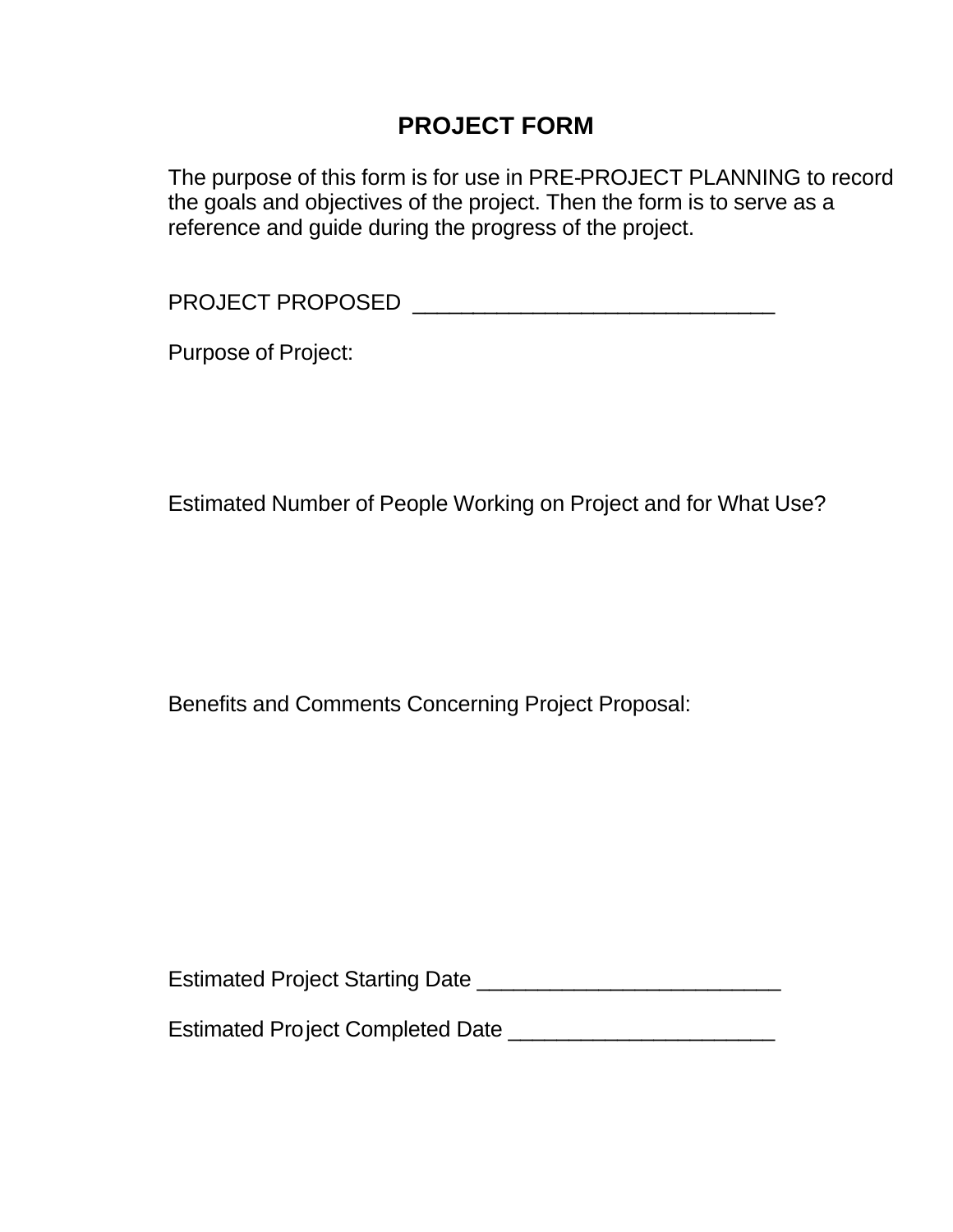# PROJECT FORM

The purpose of this form is for use in PRE-PROJECT PLANNING to record the goals and objectives of the project. Then the form is to serve as a reference and guide during the progress of the project.

PROJECT PROPOSED ______________________________

Purpose of Project:

Estimated Number of People Working on Project and for What Use?

Benefits and Comments Concerning Project Proposal:

Estimated Project Starting Date _________________________

Estimated Project Completed Date ______________________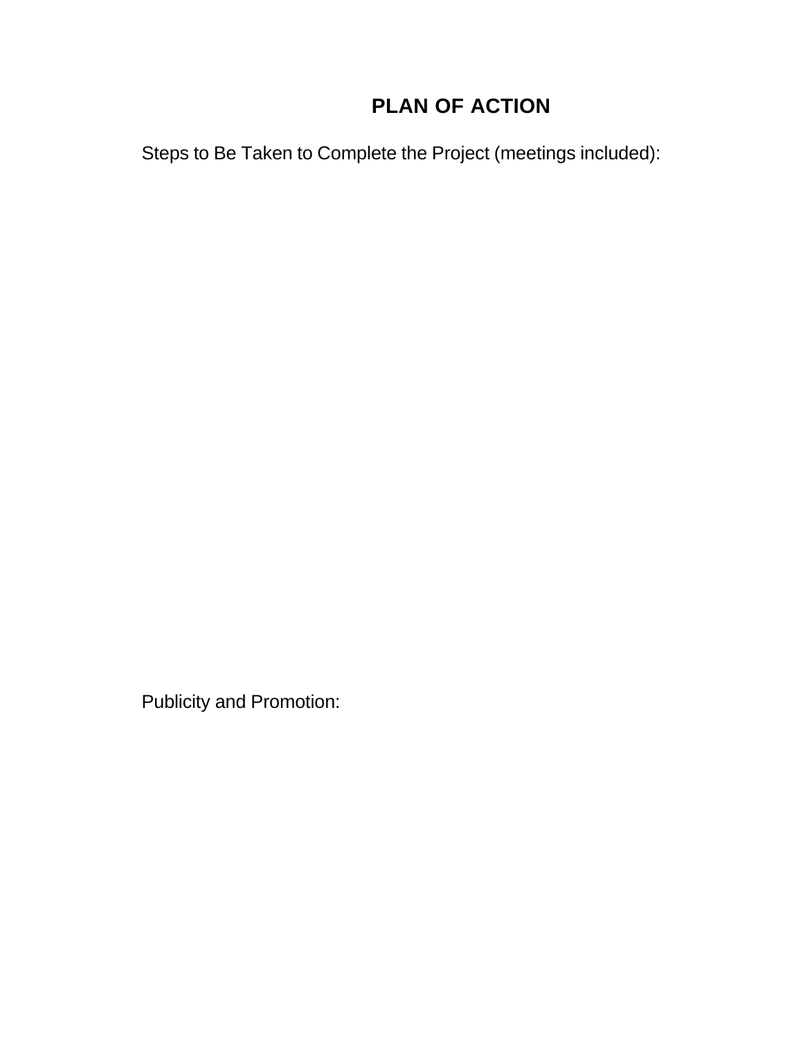# PLAN OF ACTION

Steps to Be Taken to Complete the Project (meetings included):

Publicity and Promotion: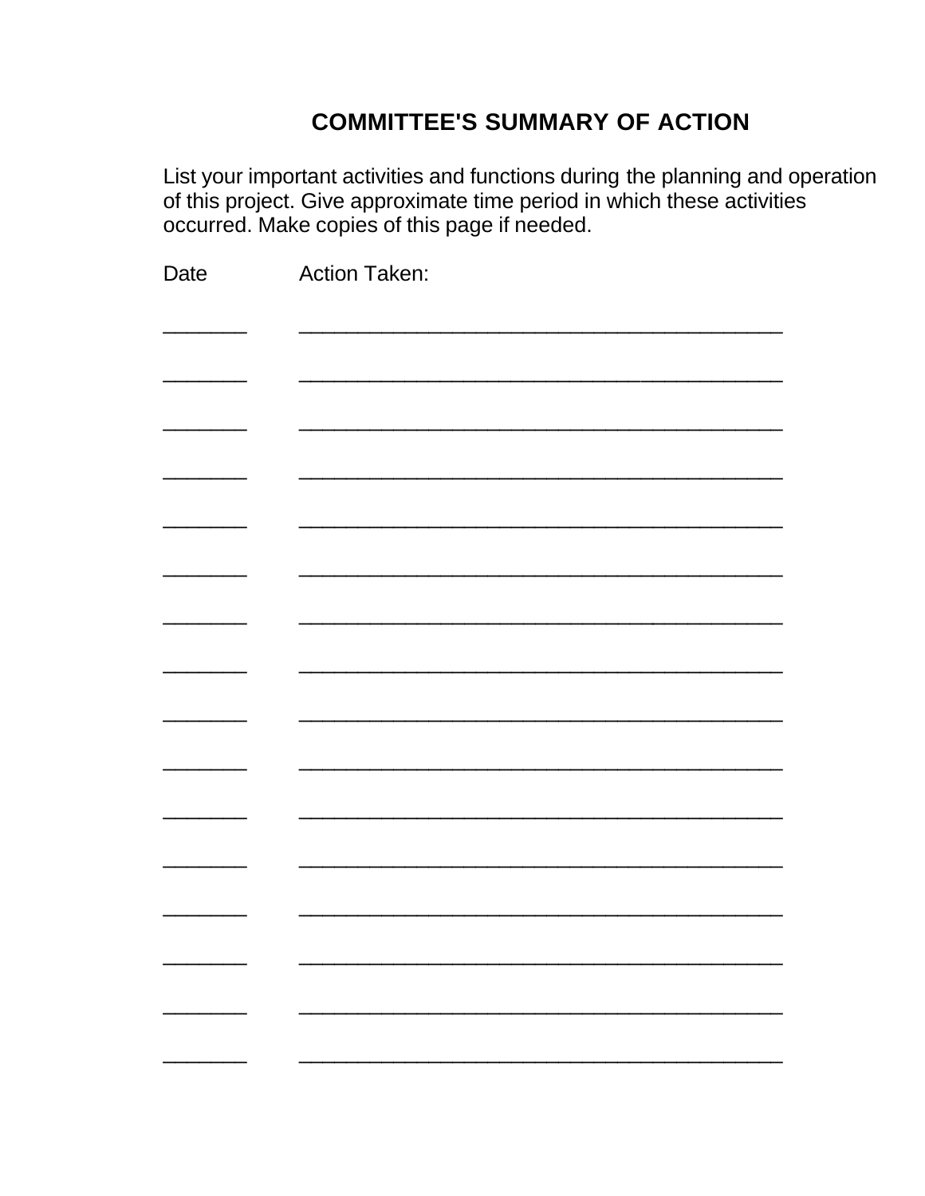# COMMITTEE'S SUMMARY OF ACTION

List your important activities and functions during the planning and operation of this project. Give approximate time period in which these activities occurred. Make copies of this page if needed.

| Date | Action Taken: |
|---|---|
| _______ | ________________________________________ |
| _______ | ________________________________________ |
| _______ | ________________________________________ |
| _______ | ________________________________________ |
| _______ | ________________________________________ |
| _______ | ________________________________________ |
| _______ | ________________________________________ |
| _______ | ________________________________________ |
| _______ | ________________________________________ |
| _______ | ________________________________________ |
| _______ | ________________________________________ |
| _______ | ________________________________________ |
| _______ | ________________________________________ |
| _______ | ________________________________________ |
| _______ | ________________________________________ |
| _______ | ________________________________________ |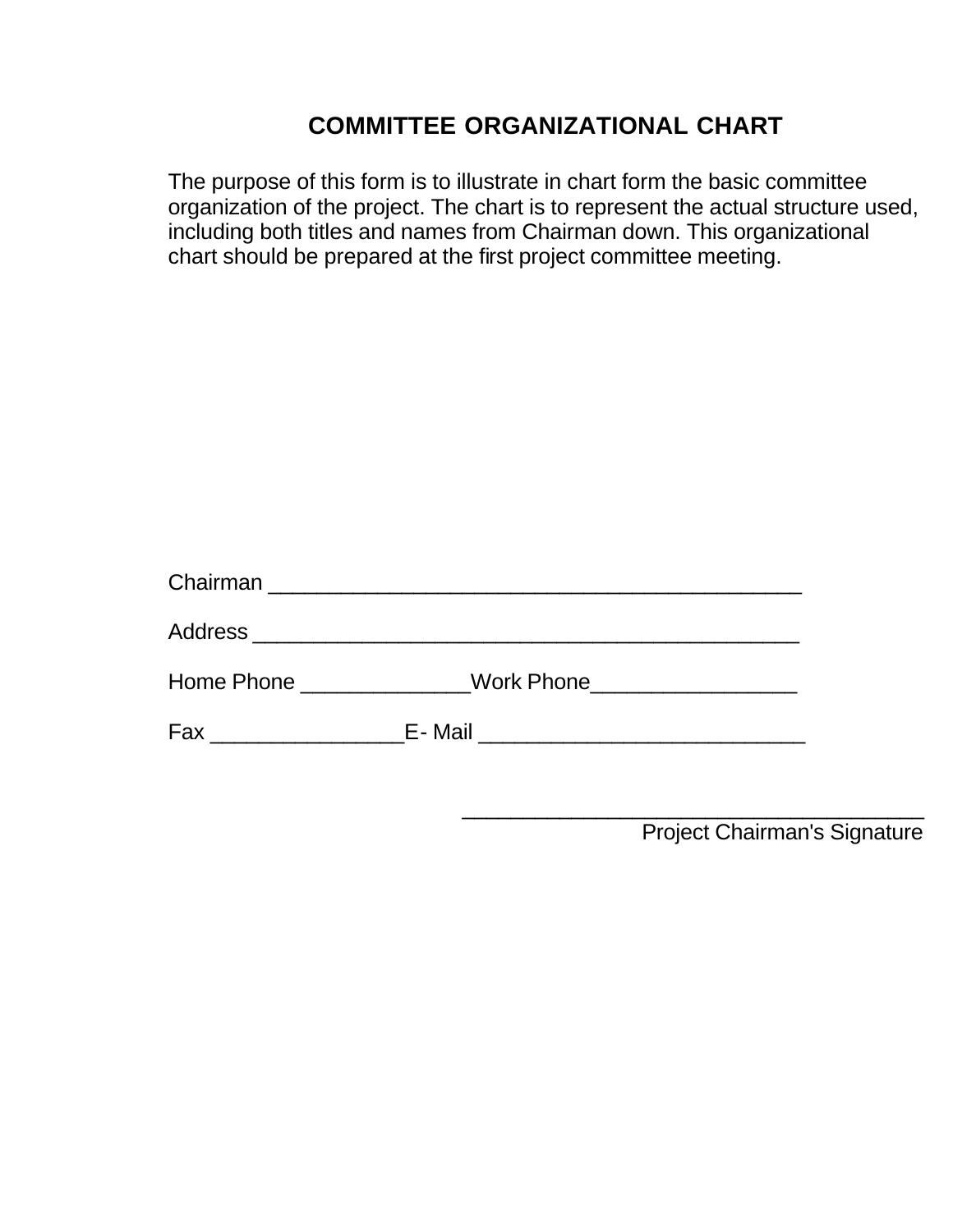# COMMITTEE ORGANIZATIONAL CHART

The purpose of this form is to illustrate in chart form the basic committee organization of the project. The chart is to represent the actual structure used, including both titles and names from Chairman down. This organizational chart should be prepared at the first project committee meeting.

Chairman ____________________________________________

Address _____________________________________________

Home Phone ______________Work Phone_________________

Fax ________________E- Mail ___________________________

_______________________________________
Project Chairman's Signature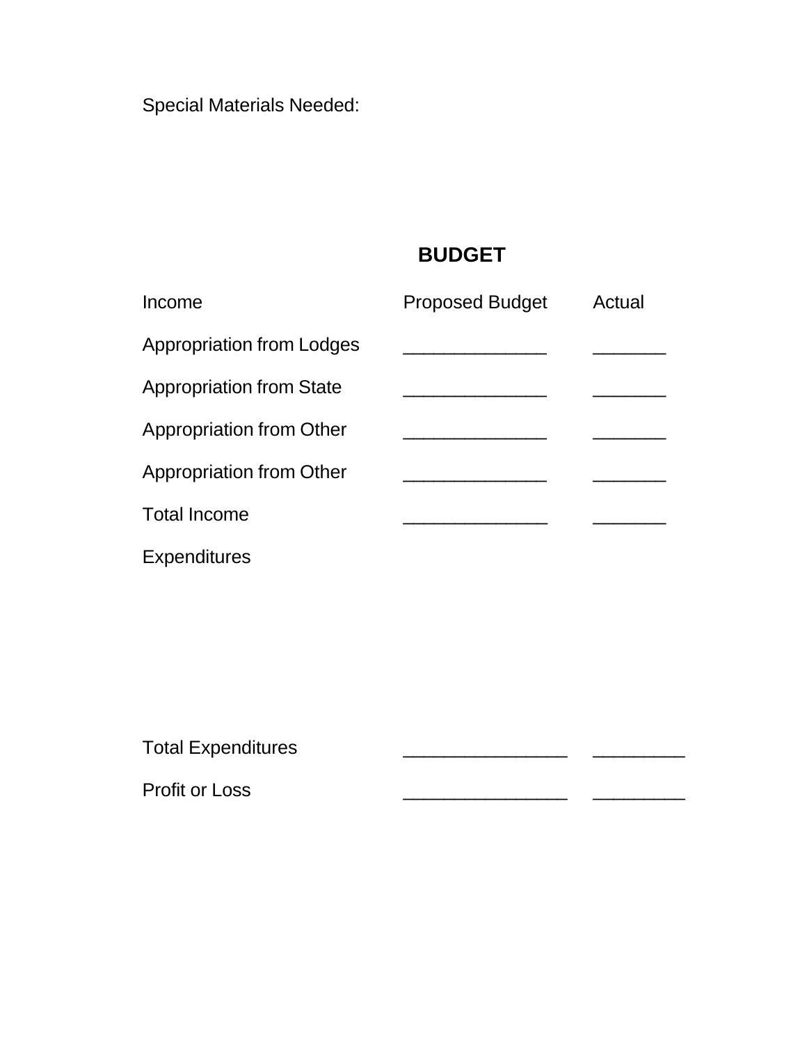Special Materials Needed:

## BUDGET

| Income | Proposed Budget | Actual |
|---|---|---|
| Appropriation from Lodges | ______________ | _______ |
| Appropriation from State | ______________ | _______ |
| Appropriation from Other | ______________ | _______ |
| Appropriation from Other | ______________ | _______ |
| Total Income | ______________ | _______ |
| Expenditures | | |
| | | |
| Total Expenditures | ________________ | _________ |
| Profit or Loss | ________________ | _________ |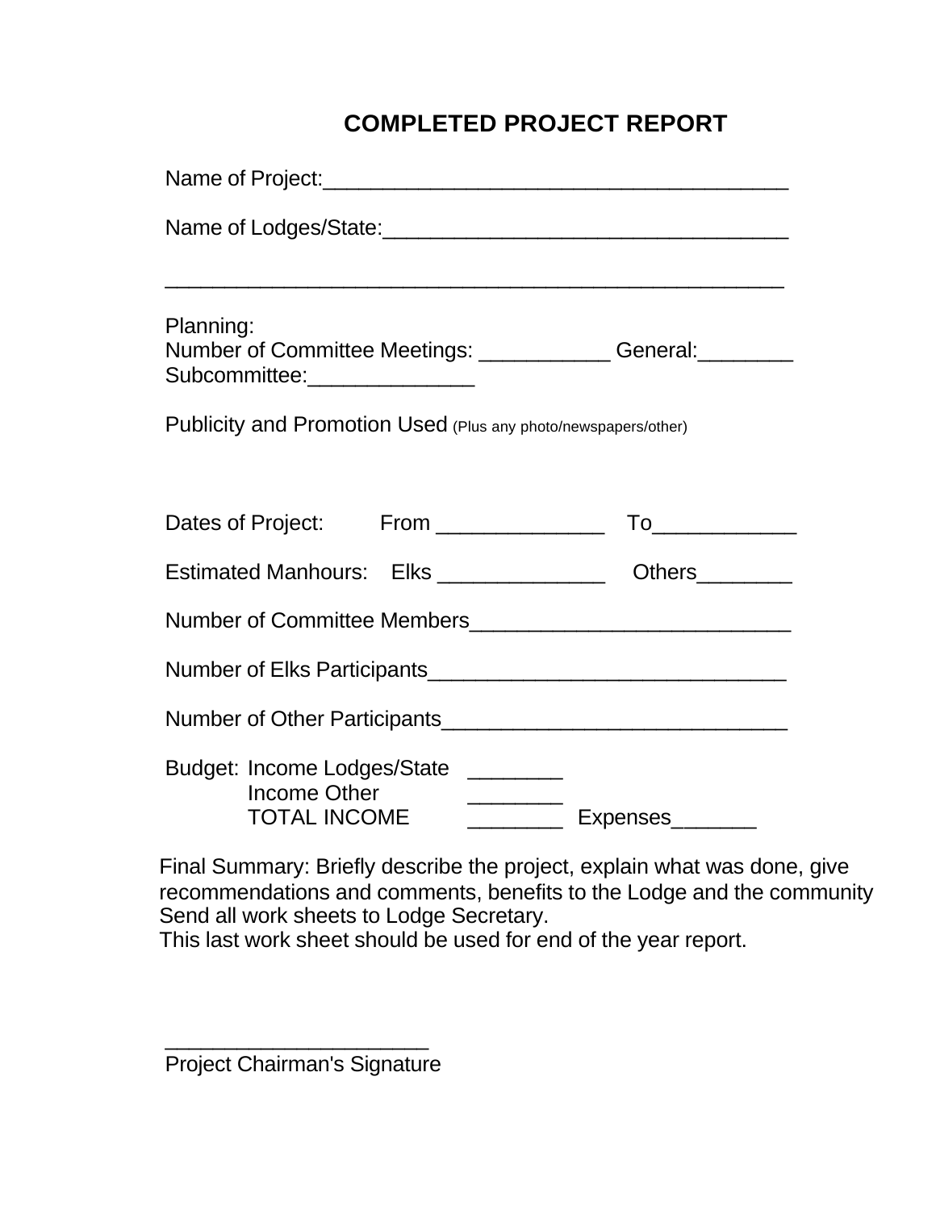# COMPLETED PROJECT REPORT

Name of Project:_______________________________________

Name of Lodges/State:__________________________________

___________________________________________________

Planning:
Number of Committee Meetings: ___________ General:________
Subcommittee:_____________

Publicity and Promotion Used (Plus any photo/newspapers/other)

Dates of Project: From ______________ To____________

Estimated Manhours: Elks ______________ Others________

Number of Committee Members__________________________

Number of Elks Participants_____________________________

Number of Other Participants____________________________

Budget: Income Lodges/State ________
Income Other ________
TOTAL INCOME ________ Expenses_______

Final Summary: Briefly describe the project, explain what was done, give recommendations and comments, benefits to the Lodge and the community
Send all work sheets to Lodge Secretary.
This last work sheet should be used for end of the year report.

______________________
Project Chairman's Signature